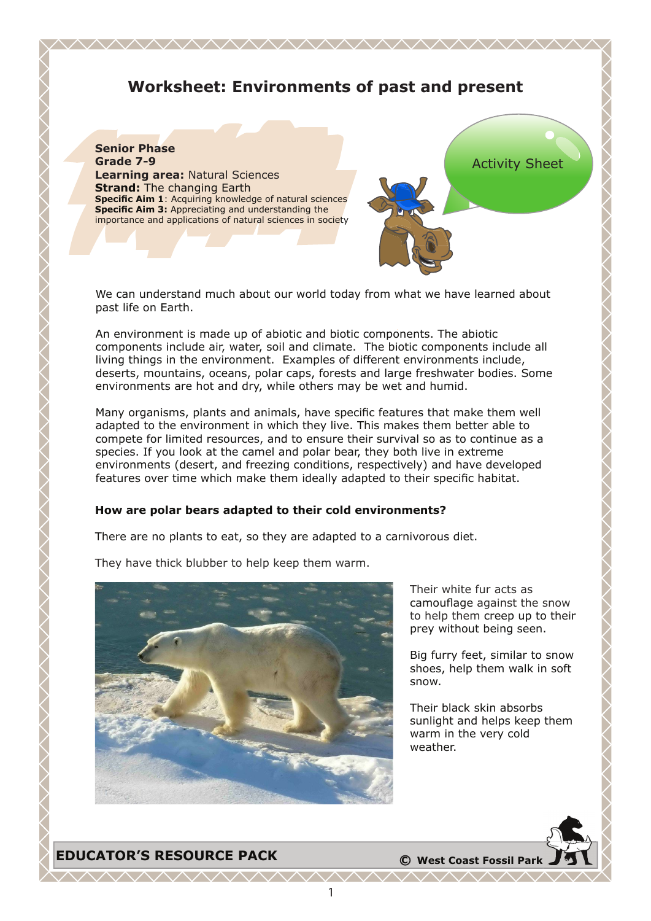# Worksheet: Environments of past and present

**Senior Phase**
**Grade 7-9**
**Learning area:** Natural Sciences
**Strand:** The changing Earth
**Specific Aim 1**: Acquiring knowledge of natural sciences
**Specific Aim 3:** Appreciating and understanding the importance and applications of natural sciences in society

Activity Sheet

We can understand much about our world today from what we have learned about past life on Earth.

An environment is made up of abiotic and biotic components. The abiotic components include air, water, soil and climate. The biotic components include all living things in the environment. Examples of different environments include, deserts, mountains, oceans, polar caps, forests and large freshwater bodies. Some environments are hot and dry, while others may be wet and humid.

Many organisms, plants and animals, have specific features that make them well adapted to the environment in which they live. This makes them better able to compete for limited resources, and to ensure their survival so as to continue as a species. If you look at the camel and polar bear, they both live in extreme environments (desert, and freezing conditions, respectively) and have developed features over time which make them ideally adapted to their specific habitat.

**How are polar bears adapted to their cold environments?**

There are no plants to eat, so they are adapted to a carnivorous diet.

They have thick blubber to help keep them warm.

Their white fur acts as camouflage against the snow to help them creep up to their prey without being seen.

Big furry feet, similar to snow shoes, help them walk in soft snow.

Their black skin absorbs sunlight and helps keep them warm in the very cold weather.

**EDUCATOR'S RESOURCE PACK** © West Coast Fossil Park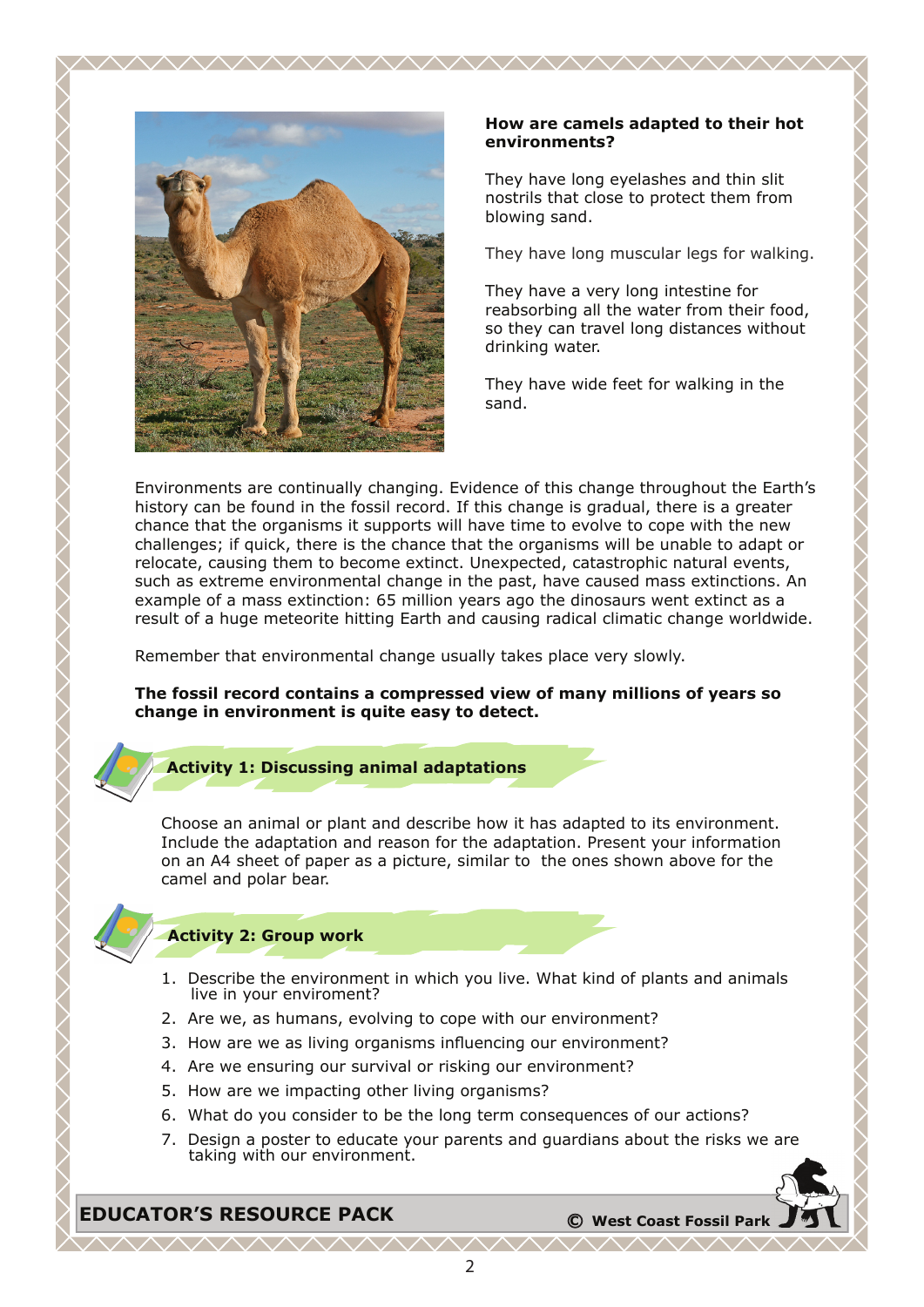### How are camels adapted to their hot environments?

They have long eyelashes and thin slit nostrils that close to protect them from blowing sand.

They have long muscular legs for walking.

They have a very long intestine for reabsorbing all the water from their food, so they can travel long distances without drinking water.

They have wide feet for walking in the sand.

Environments are continually changing. Evidence of this change throughout the Earth's history can be found in the fossil record. If this change is gradual, there is a greater chance that the organisms it supports will have time to evolve to cope with the new challenges; if quick, there is the chance that the organisms will be unable to adapt or relocate, causing them to become extinct. Unexpected, catastrophic natural events, such as extreme environmental change in the past, have caused mass extinctions. An example of a mass extinction: 65 million years ago the dinosaurs went extinct as a result of a huge meteorite hitting Earth and causing radical climatic change worldwide.

Remember that environmental change usually takes place very slowly.

**The fossil record contains a compressed view of many millions of years so change in environment is quite easy to detect.**

### Activity 1: Discussing animal adaptations

Choose an animal or plant and describe how it has adapted to its environment. Include the adaptation and reason for the adaptation. Present your information on an A4 sheet of paper as a picture, similar to the ones shown above for the camel and polar bear.

### Activity 2: Group work

1. Describe the environment in which you live. What kind of plants and animals live in your enviroment?
2. Are we, as humans, evolving to cope with our environment?
3. How are we as living organisms influencing our environment?
4. Are we ensuring our survival or risking our environment?
5. How are we impacting other living organisms?
6. What do you consider to be the long term consequences of our actions?
7. Design a poster to educate your parents and guardians about the risks we are taking with our environment.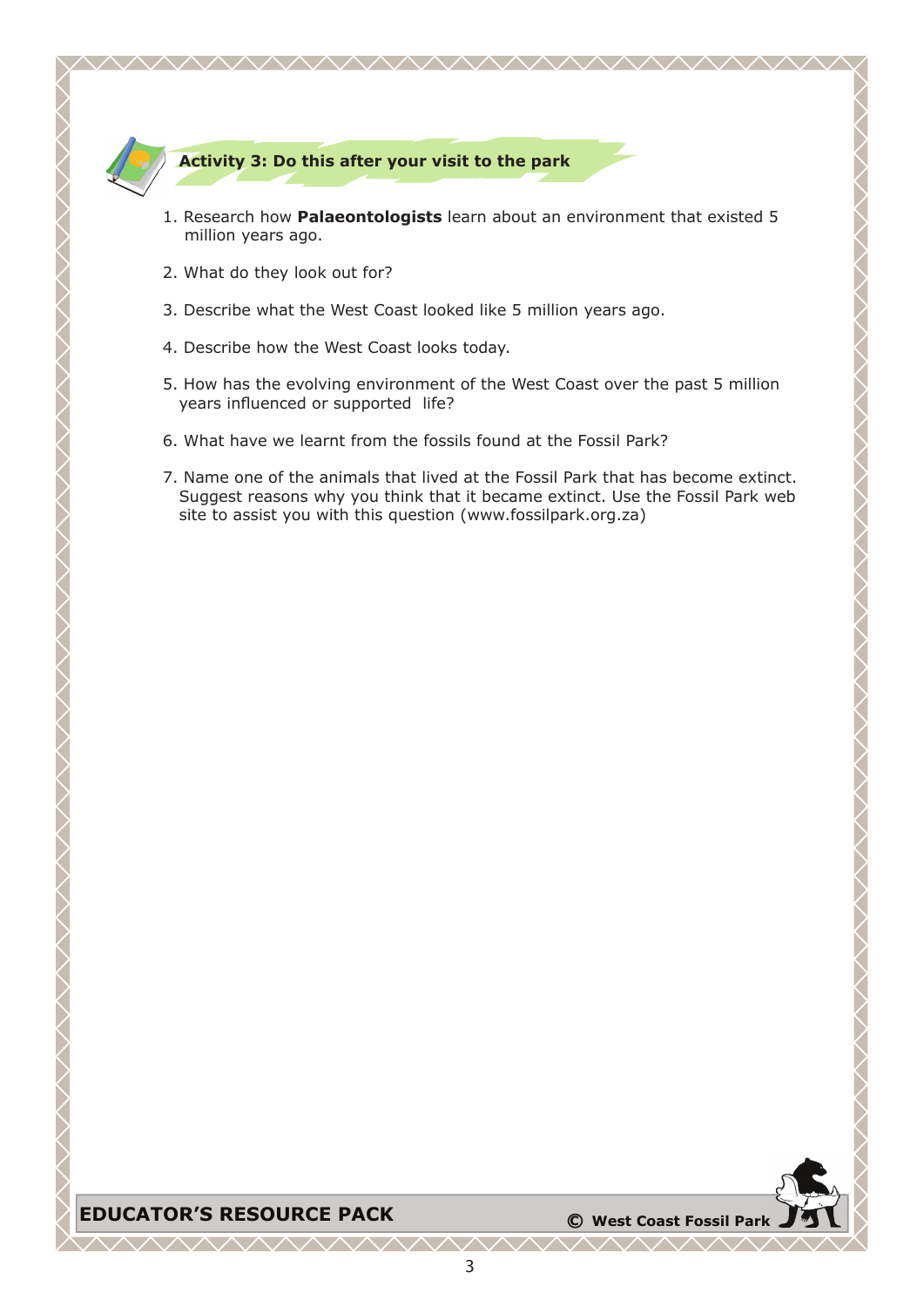## Activity 3: Do this after your visit to the park

1. Research how **Palaeontologists** learn about an environment that existed 5 million years ago.
2. What do they look out for?
3. Describe what the West Coast looked like 5 million years ago.
4. Describe how the West Coast looks today.
5. How has the evolving environment of the West Coast over the past 5 million years influenced or supported life?
6. What have we learnt from the fossils found at the Fossil Park?
7. Name one of the animals that lived at the Fossil Park that has become extinct. Suggest reasons why you think that it became extinct. Use the Fossil Park web site to assist you with this question (www.fossilpark.org.za)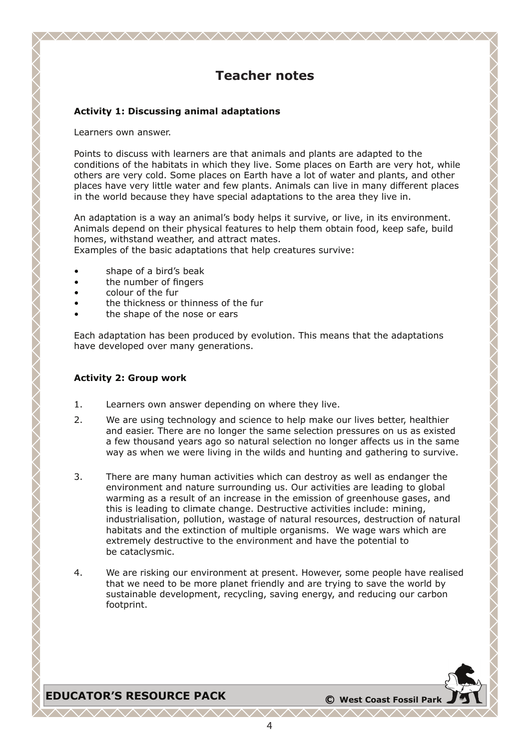# Teacher notes

**Activity 1: Discussing animal adaptations**

Learners own answer.

Points to discuss with learners are that animals and plants are adapted to the conditions of the habitats in which they live. Some places on Earth are very hot, while others are very cold. Some places on Earth have a lot of water and plants, and other places have very little water and few plants. Animals can live in many different places in the world because they have special adaptations to the area they live in.

An adaptation is a way an animal's body helps it survive, or live, in its environment. Animals depend on their physical features to help them obtain food, keep safe, build homes, withstand weather, and attract mates.
Examples of the basic adaptations that help creatures survive:

- shape of a bird's beak
- the number of fingers
- colour of the fur
- the thickness or thinness of the fur
- the shape of the nose or ears

Each adaptation has been produced by evolution. This means that the adaptations have developed over many generations.

**Activity 2: Group work**

1. Learners own answer depending on where they live.
2. We are using technology and science to help make our lives better, healthier and easier. There are no longer the same selection pressures on us as existed a few thousand years ago so natural selection no longer affects us in the same way as when we were living in the wilds and hunting and gathering to survive.
3. There are many human activities which can destroy as well as endanger the environment and nature surrounding us. Our activities are leading to global warming as a result of an increase in the emission of greenhouse gases, and this is leading to climate change. Destructive activities include: mining, industrialisation, pollution, wastage of natural resources, destruction of natural habitats and the extinction of multiple organisms. We wage wars which are extremely destructive to the environment and have the potential to be cataclysmic.
4. We are risking our environment at present. However, some people have realised that we need to be more planet friendly and are trying to save the world by sustainable development, recycling, saving energy, and reducing our carbon footprint.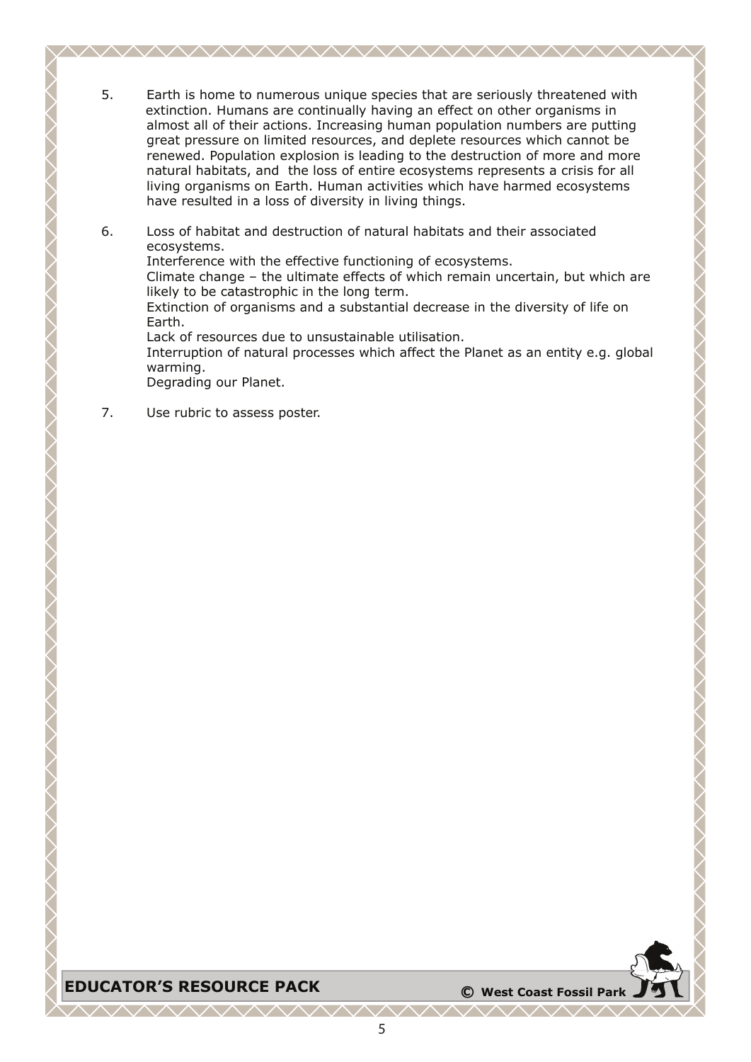5. Earth is home to numerous unique species that are seriously threatened with extinction. Humans are continually having an effect on other organisms in almost all of their actions. Increasing human population numbers are putting great pressure on limited resources, and deplete resources which cannot be renewed. Population explosion is leading to the destruction of more and more natural habitats, and the loss of entire ecosystems represents a crisis for all living organisms on Earth. Human activities which have harmed ecosystems have resulted in a loss of diversity in living things.

6. Loss of habitat and destruction of natural habitats and their associated ecosystems.
   Interference with the effective functioning of ecosystems.
   Climate change – the ultimate effects of which remain uncertain, but which are likely to be catastrophic in the long term.
   Extinction of organisms and a substantial decrease in the diversity of life on Earth.
   Lack of resources due to unsustainable utilisation.
   Interruption of natural processes which affect the Planet as an entity e.g. global warming.
   Degrading our Planet.

7. Use rubric to assess poster.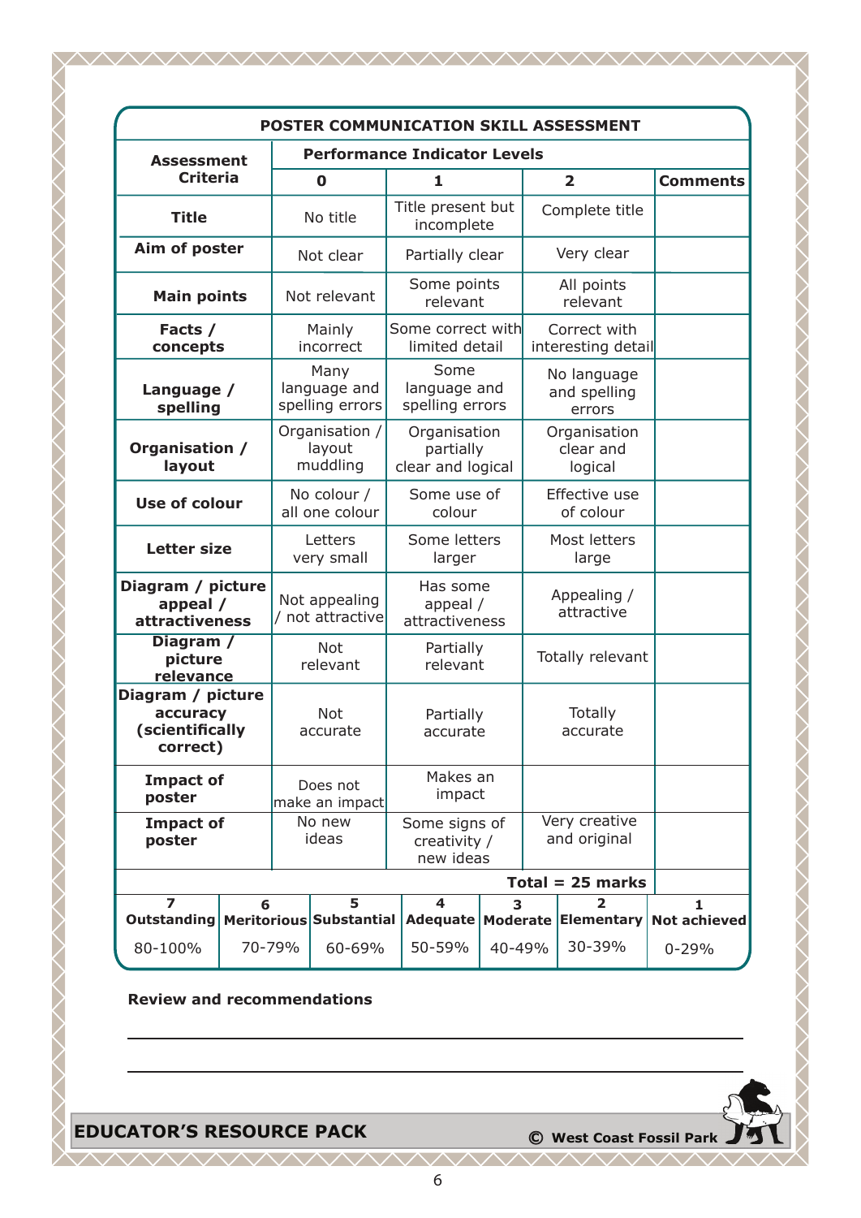## POSTER COMMUNICATION SKILL ASSESSMENT

| Assessment Criteria | Performance Indicator Levels | | | |
|---|---|---|---|---|
| | 0 | 1 | 2 | Comments |
| **Title** | No title | Title present but incomplete | Complete title | |
| **Aim of poster** | Not clear | Partially clear | Very clear | |
| **Main points** | Not relevant | Some points relevant | All points relevant | |
| **Facts / concepts** | Mainly incorrect | Some correct with limited detail | Correct with interesting detail | |
| **Language / spelling** | Many language and spelling errors | Some language and spelling errors | No language and spelling errors | |
| **Organisation / layout** | Organisation / layout muddling | Organisation partially clear and logical | Organisation clear and logical | |
| **Use of colour** | No colour / all one colour | Some use of colour | Effective use of colour | |
| **Letter size** | Letters very small | Some letters larger | Most letters large | |
| **Diagram / picture appeal / attractiveness** | Not appealing / not attractive | Has some appeal / attractiveness | Appealing / attractive | |
| **Diagram / picture relevance** | Not relevant | Partially relevant | Totally relevant | |
| **Diagram / picture accuracy (scientifically correct)** | Not accurate | Partially accurate | Totally accurate | |
| **Impact of poster** | Does not make an impact | Makes an impact | | |
| **Impact of poster** | No new ideas | Some signs of creativity / new ideas | Very creative and original | |
| | | | **Total = 25 marks** | |

| 7 | 6 | 5 | 4 | 3 | 2 | 1 |
|---|---|---|---|---|---|---|
| **Outstanding** | **Meritorious** | **Substantial** | **Adequate** | **Moderate** | **Elementary** | **Not achieved** |
| 80-100% | 70-79% | 60-69% | 50-59% | 40-49% | 30-39% | 0-29% |

**Review and recommendations**

\_\_\_\_\_\_\_\_\_\_\_\_\_\_\_\_\_\_\_\_\_\_\_\_\_\_\_\_\_\_\_\_\_\_\_\_\_\_\_\_\_\_\_\_\_\_\_\_\_\_\_\_\_\_\_\_\_\_\_\_

\_\_\_\_\_\_\_\_\_\_\_\_\_\_\_\_\_\_\_\_\_\_\_\_\_\_\_\_\_\_\_\_\_\_\_\_\_\_\_\_\_\_\_\_\_\_\_\_\_\_\_\_\_\_\_\_\_\_\_\_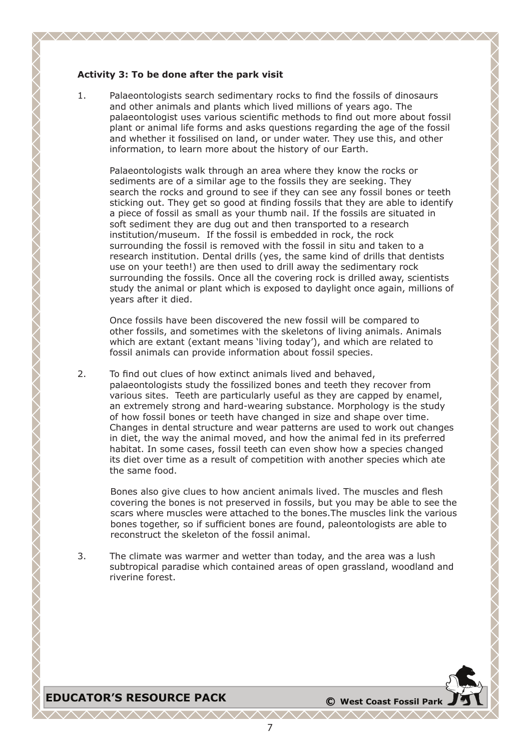**Activity 3: To be done after the park visit**

1. Palaeontologists search sedimentary rocks to find the fossils of dinosaurs and other animals and plants which lived millions of years ago. The palaeontologist uses various scientific methods to find out more about fossil plant or animal life forms and asks questions regarding the age of the fossil and whether it fossilised on land, or under water. They use this, and other information, to learn more about the history of our Earth.

   Palaeontologists walk through an area where they know the rocks or sediments are of a similar age to the fossils they are seeking. They search the rocks and ground to see if they can see any fossil bones or teeth sticking out. They get so good at finding fossils that they are able to identify a piece of fossil as small as your thumb nail. If the fossils are situated in soft sediment they are dug out and then transported to a research institution/museum. If the fossil is embedded in rock, the rock surrounding the fossil is removed with the fossil in situ and taken to a research institution. Dental drills (yes, the same kind of drills that dentists use on your teeth!) are then used to drill away the sedimentary rock surrounding the fossils. Once all the covering rock is drilled away, scientists study the animal or plant which is exposed to daylight once again, millions of years after it died.

   Once fossils have been discovered the new fossil will be compared to other fossils, and sometimes with the skeletons of living animals. Animals which are extant (extant means 'living today'), and which are related to fossil animals can provide information about fossil species.

2. To find out clues of how extinct animals lived and behaved, palaeontologists study the fossilized bones and teeth they recover from various sites. Teeth are particularly useful as they are capped by enamel, an extremely strong and hard-wearing substance. Morphology is the study of how fossil bones or teeth have changed in size and shape over time. Changes in dental structure and wear patterns are used to work out changes in diet, the way the animal moved, and how the animal fed in its preferred habitat. In some cases, fossil teeth can even show how a species changed its diet over time as a result of competition with another species which ate the same food.

   Bones also give clues to how ancient animals lived. The muscles and flesh covering the bones is not preserved in fossils, but you may be able to see the scars where muscles were attached to the bones.The muscles link the various bones together, so if sufficient bones are found, paleontologists are able to reconstruct the skeleton of the fossil animal.

3. The climate was warmer and wetter than today, and the area was a lush subtropical paradise which contained areas of open grassland, woodland and riverine forest.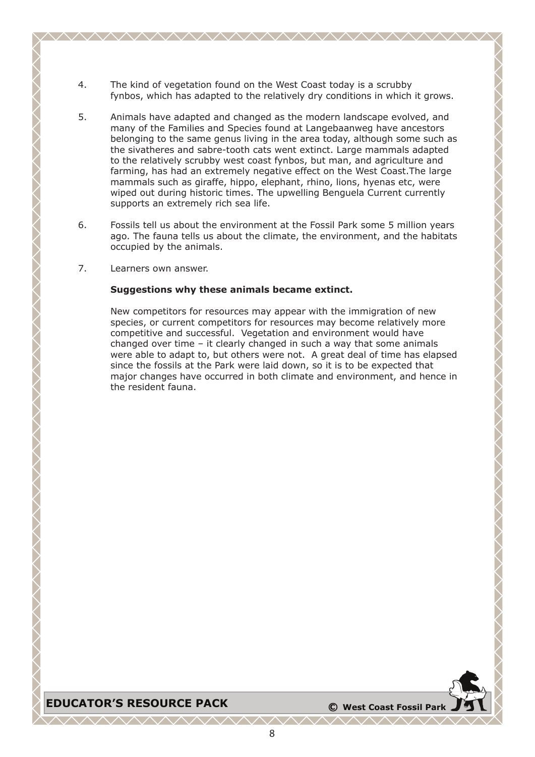4. The kind of vegetation found on the West Coast today is a scrubby fynbos, which has adapted to the relatively dry conditions in which it grows.

5. Animals have adapted and changed as the modern landscape evolved, and many of the Families and Species found at Langebaanweg have ancestors belonging to the same genus living in the area today, although some such as the sivatheres and sabre-tooth cats went extinct. Large mammals adapted to the relatively scrubby west coast fynbos, but man, and agriculture and farming, has had an extremely negative effect on the West Coast.The large mammals such as giraffe, hippo, elephant, rhino, lions, hyenas etc, were wiped out during historic times. The upwelling Benguela Current currently supports an extremely rich sea life.

6. Fossils tell us about the environment at the Fossil Park some 5 million years ago. The fauna tells us about the climate, the environment, and the habitats occupied by the animals.

7. Learners own answer.

   **Suggestions why these animals became extinct.**

   New competitors for resources may appear with the immigration of new species, or current competitors for resources may become relatively more competitive and successful. Vegetation and environment would have changed over time – it clearly changed in such a way that some animals were able to adapt to, but others were not. A great deal of time has elapsed since the fossils at the Park were laid down, so it is to be expected that major changes have occurred in both climate and environment, and hence in the resident fauna.